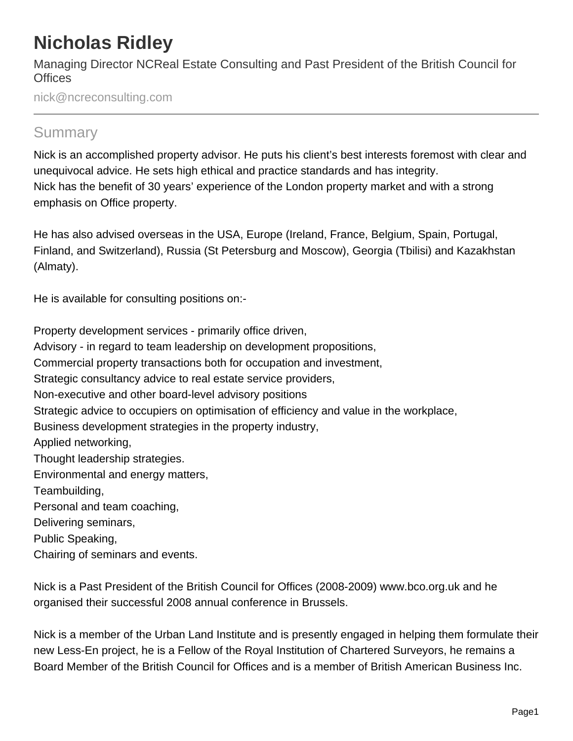# Nicholas Ridley

Managing Director NCReal Estate Consulting and Past President of the British Council for Offices

nick@ncreconsulting.com

## Summary

Nick is an accomplished property advisor. He puts his client's best interests foremost with clear and unequivocal advice. He sets high ethical and practice standards and has integrity.
Nick has the benefit of 30 years' experience of the London property market and with a strong emphasis on Office property.

He has also advised overseas in the USA, Europe (Ireland, France, Belgium, Spain, Portugal, Finland, and Switzerland), Russia (St Petersburg and Moscow), Georgia (Tbilisi) and Kazakhstan (Almaty).

He is available for consulting positions on:-

Property development services - primarily office driven,
Advisory - in regard to team leadership on development propositions,
Commercial property transactions both for occupation and investment,
Strategic consultancy advice to real estate service providers,
Non-executive and other board-level advisory positions
Strategic advice to occupiers on optimisation of efficiency and value in the workplace,
Business development strategies in the property industry,
Applied networking,
Thought leadership strategies.
Environmental and energy matters,
Teambuilding,
Personal and team coaching,
Delivering seminars,
Public Speaking,
Chairing of seminars and events.

Nick is a Past President of the British Council for Offices (2008-2009) www.bco.org.uk and he organised their successful 2008 annual conference in Brussels.

Nick is a member of the Urban Land Institute and is presently engaged in helping them formulate their new Less-En project, he is a Fellow of the Royal Institution of Chartered Surveyors, he remains a Board Member of the British Council for Offices and is a member of British American Business Inc.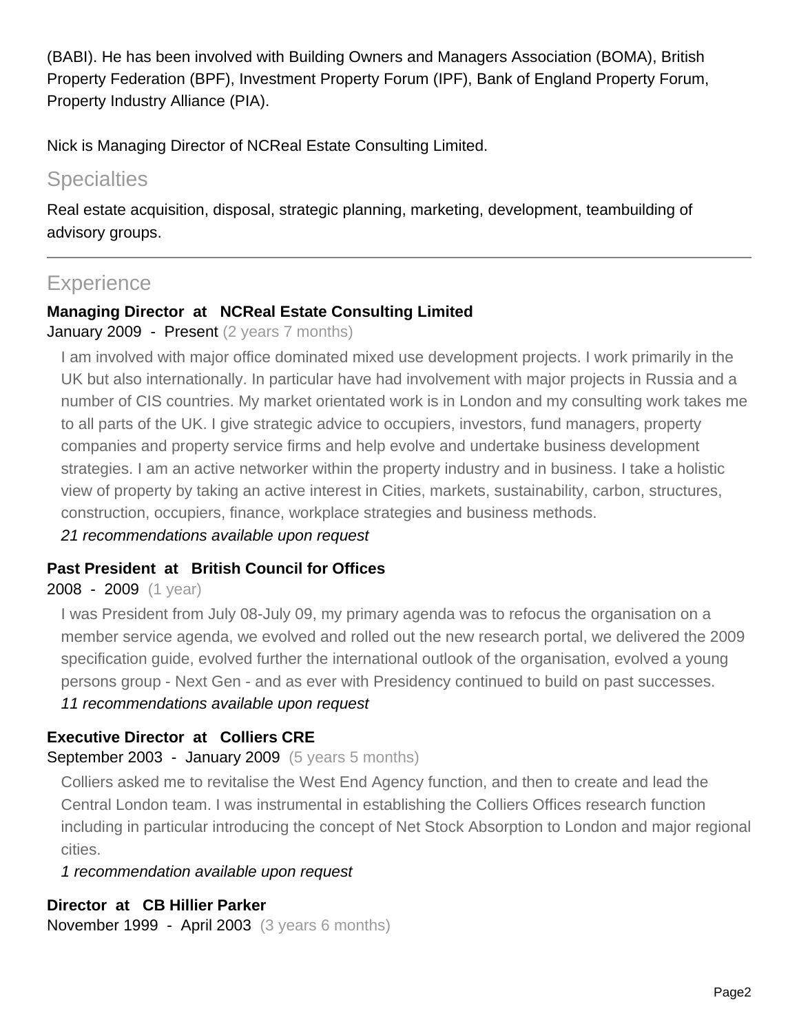(BABI). He has been involved with Building Owners and Managers Association (BOMA), British Property Federation (BPF), Investment Property Forum (IPF), Bank of England Property Forum, Property Industry Alliance (PIA).

Nick is Managing Director of NCReal Estate Consulting Limited.

## Specialties

Real estate acquisition, disposal, strategic planning, marketing, development, teambuilding of advisory groups.

---

## Experience

**Managing Director at NCReal Estate Consulting Limited**
January 2009 - Present (2 years 7 months)

I am involved with major office dominated mixed use development projects. I work primarily in the UK but also internationally. In particular have had involvement with major projects in Russia and a number of CIS countries. My market orientated work is in London and my consulting work takes me to all parts of the UK. I give strategic advice to occupiers, investors, fund managers, property companies and property service firms and help evolve and undertake business development strategies. I am an active networker within the property industry and in business. I take a holistic view of property by taking an active interest in Cities, markets, sustainability, carbon, structures, construction, occupiers, finance, workplace strategies and business methods.

*21 recommendations available upon request*

**Past President at British Council for Offices**
2008 - 2009 (1 year)

I was President from July 08-July 09, my primary agenda was to refocus the organisation on a member service agenda, we evolved and rolled out the new research portal, we delivered the 2009 specification guide, evolved further the international outlook of the organisation, evolved a young persons group - Next Gen - and as ever with Presidency continued to build on past successes.

*11 recommendations available upon request*

**Executive Director at Colliers CRE**
September 2003 - January 2009 (5 years 5 months)

Colliers asked me to revitalise the West End Agency function, and then to create and lead the Central London team. I was instrumental in establishing the Colliers Offices research function including in particular introducing the concept of Net Stock Absorption to London and major regional cities.

*1 recommendation available upon request*

**Director at CB Hillier Parker**
November 1999 - April 2003 (3 years 6 months)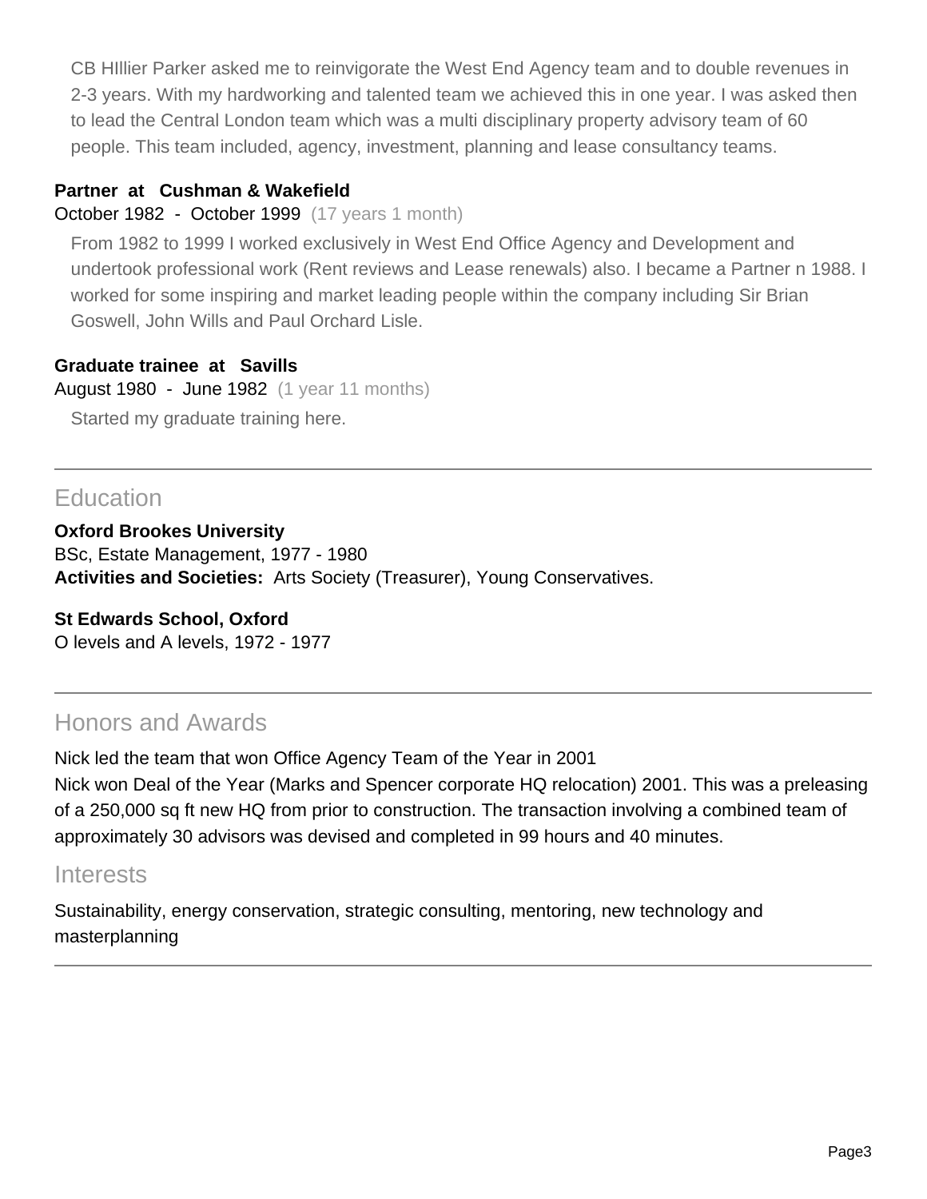CB HIllier Parker asked me to reinvigorate the West End Agency team and to double revenues in 2-3 years. With my hardworking and talented team we achieved this in one year. I was asked then to lead the Central London team which was a multi disciplinary property advisory team of 60 people. This team included, agency, investment, planning and lease consultancy teams.

**Partner at Cushman & Wakefield**
October 1982 - October 1999 (17 years 1 month)

From 1982 to 1999 I worked exclusively in West End Office Agency and Development and undertook professional work (Rent reviews and Lease renewals) also. I became a Partner n 1988. I worked for some inspiring and market leading people within the company including Sir Brian Goswell, John Wills and Paul Orchard Lisle.

**Graduate trainee at Savills**
August 1980 - June 1982 (1 year 11 months)

Started my graduate training here.

## Education

**Oxford Brookes University**
BSc, Estate Management, 1977 - 1980
**Activities and Societies:** Arts Society (Treasurer), Young Conservatives.

**St Edwards School, Oxford**
O levels and A levels, 1972 - 1977

## Honors and Awards

Nick led the team that won Office Agency Team of the Year in 2001
Nick won Deal of the Year (Marks and Spencer corporate HQ relocation) 2001. This was a preleasing of a 250,000 sq ft new HQ from prior to construction. The transaction involving a combined team of approximately 30 advisors was devised and completed in 99 hours and 40 minutes.

## Interests

Sustainability, energy conservation, strategic consulting, mentoring, new technology and masterplanning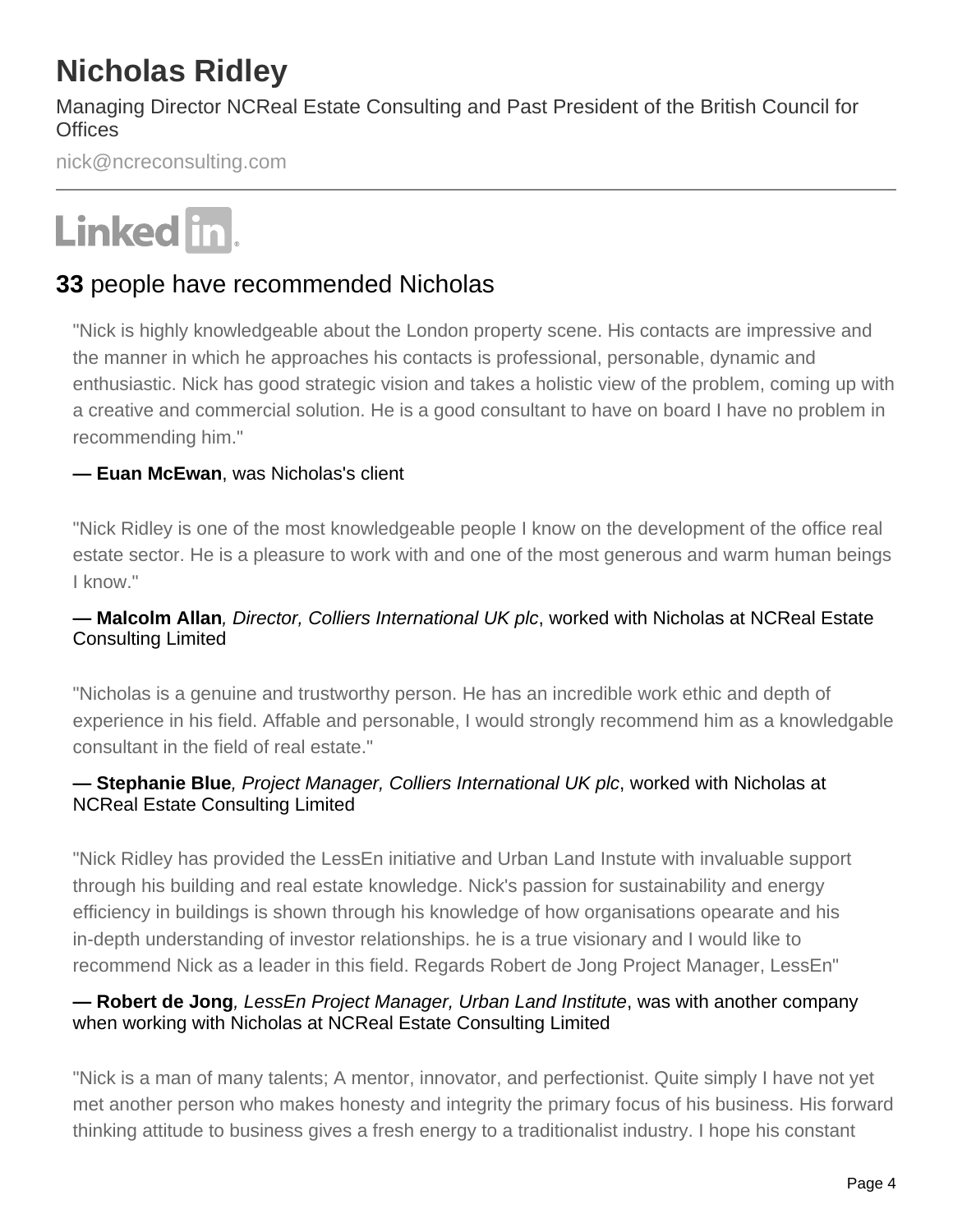# Nicholas Ridley

Managing Director NCReal Estate Consulting and Past President of the British Council for Offices

nick@ncreconsulting.com

Linked in

## **33** people have recommended Nicholas

"Nick is highly knowledgeable about the London property scene. His contacts are impressive and the manner in which he approaches his contacts is professional, personable, dynamic and enthusiastic. Nick has good strategic vision and takes a holistic view of the problem, coming up with a creative and commercial solution. He is a good consultant to have on board I have no problem in recommending him."

**— Euan McEwan**, was Nicholas's client

"Nick Ridley is one of the most knowledgeable people I know on the development of the office real estate sector. He is a pleasure to work with and one of the most generous and warm human beings I know."

**— Malcolm Allan**, *Director, Colliers International UK plc*, worked with Nicholas at NCReal Estate Consulting Limited

"Nicholas is a genuine and trustworthy person. He has an incredible work ethic and depth of experience in his field. Affable and personable, I would strongly recommend him as a knowledgable consultant in the field of real estate."

**— Stephanie Blue**, *Project Manager, Colliers International UK plc*, worked with Nicholas at NCReal Estate Consulting Limited

"Nick Ridley has provided the LessEn initiative and Urban Land Instute with invaluable support through his building and real estate knowledge. Nick's passion for sustainability and energy efficiency in buildings is shown through his knowledge of how organisations opearate and his in-depth understanding of investor relationships. he is a true visionary and I would like to recommend Nick as a leader in this field. Regards Robert de Jong Project Manager, LessEn"

**— Robert de Jong**, *LessEn Project Manager, Urban Land Institute*, was with another company when working with Nicholas at NCReal Estate Consulting Limited

"Nick is a man of many talents; A mentor, innovator, and perfectionist. Quite simply I have not yet met another person who makes honesty and integrity the primary focus of his business. His forward thinking attitude to business gives a fresh energy to a traditionalist industry. I hope his constant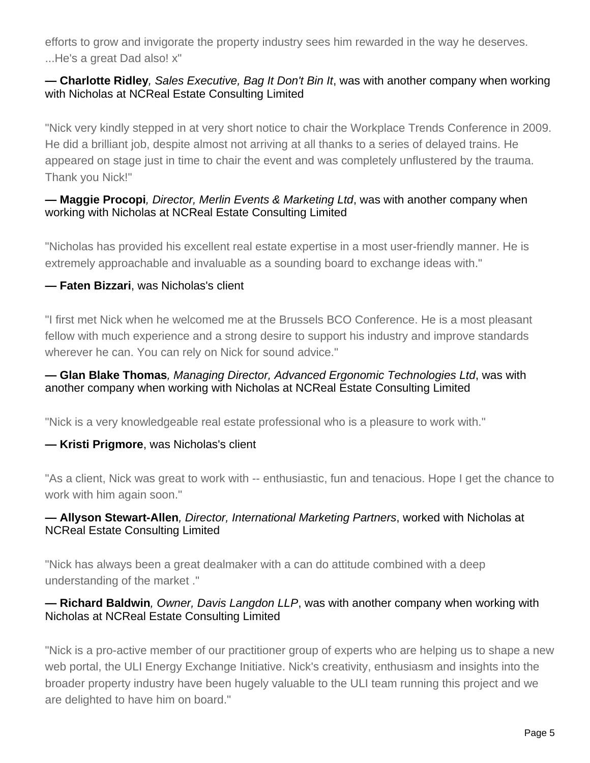efforts to grow and invigorate the property industry sees him rewarded in the way he deserves. ...He's a great Dad also! x"

**— Charlotte Ridley**, *Sales Executive, Bag It Don't Bin It*, was with another company when working with Nicholas at NCReal Estate Consulting Limited

"Nick very kindly stepped in at very short notice to chair the Workplace Trends Conference in 2009. He did a brilliant job, despite almost not arriving at all thanks to a series of delayed trains. He appeared on stage just in time to chair the event and was completely unflustered by the trauma. Thank you Nick!"

**— Maggie Procopi**, *Director, Merlin Events & Marketing Ltd*, was with another company when working with Nicholas at NCReal Estate Consulting Limited

"Nicholas has provided his excellent real estate expertise in a most user-friendly manner. He is extremely approachable and invaluable as a sounding board to exchange ideas with."

**— Faten Bizzari**, was Nicholas's client

"I first met Nick when he welcomed me at the Brussels BCO Conference. He is a most pleasant fellow with much experience and a strong desire to support his industry and improve standards wherever he can. You can rely on Nick for sound advice."

**— Glan Blake Thomas**, *Managing Director, Advanced Ergonomic Technologies Ltd*, was with another company when working with Nicholas at NCReal Estate Consulting Limited

"Nick is a very knowledgeable real estate professional who is a pleasure to work with."

**— Kristi Prigmore**, was Nicholas's client

"As a client, Nick was great to work with -- enthusiastic, fun and tenacious. Hope I get the chance to work with him again soon."

**— Allyson Stewart-Allen**, *Director, International Marketing Partners*, worked with Nicholas at NCReal Estate Consulting Limited

"Nick has always been a great dealmaker with a can do attitude combined with a deep understanding of the market ."

**— Richard Baldwin**, *Owner, Davis Langdon LLP*, was with another company when working with Nicholas at NCReal Estate Consulting Limited

"Nick is a pro-active member of our practitioner group of experts who are helping us to shape a new web portal, the ULI Energy Exchange Initiative. Nick's creativity, enthusiasm and insights into the broader property industry have been hugely valuable to the ULI team running this project and we are delighted to have him on board."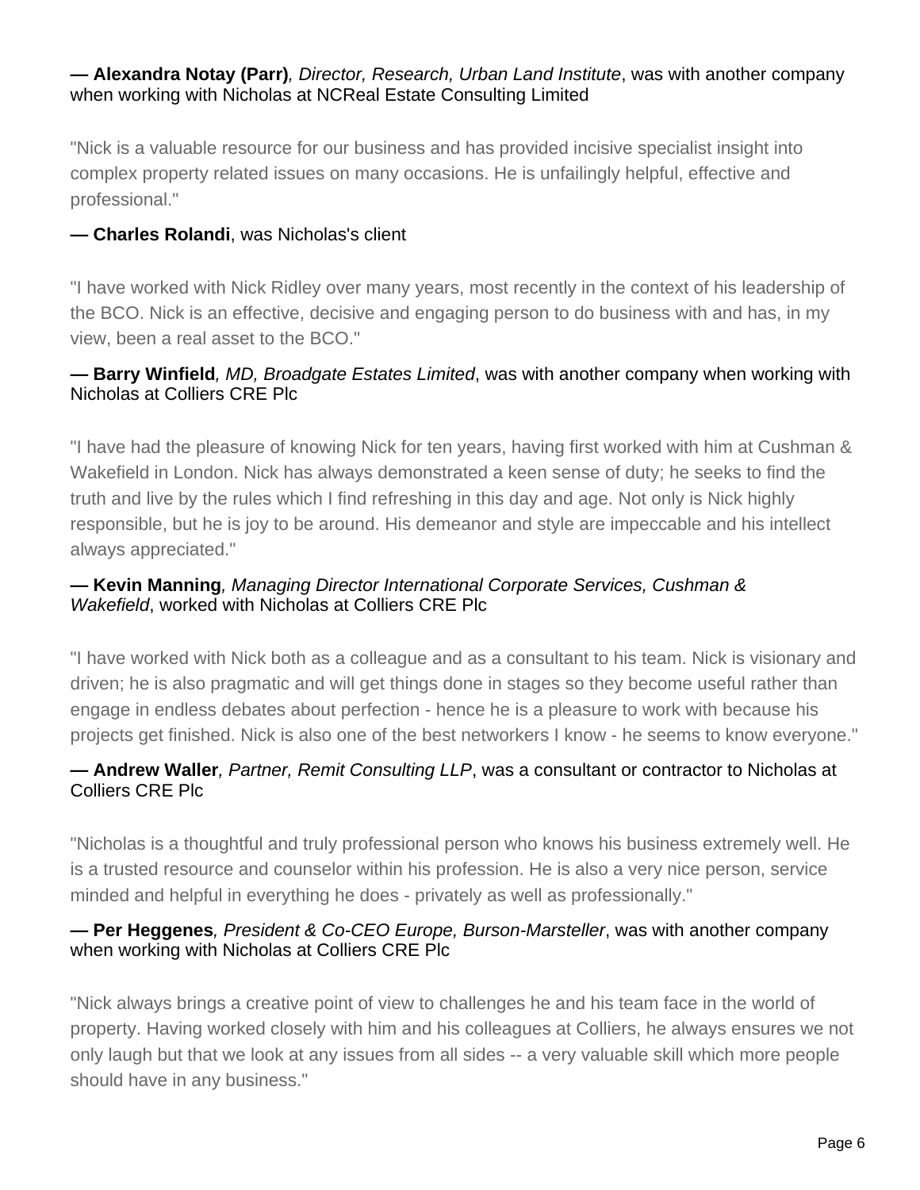**— Alexandra Notay (Parr)**, *Director, Research, Urban Land Institute*, was with another company when working with Nicholas at NCReal Estate Consulting Limited

"Nick is a valuable resource for our business and has provided incisive specialist insight into complex property related issues on many occasions. He is unfailingly helpful, effective and professional."

**— Charles Rolandi**, was Nicholas's client

"I have worked with Nick Ridley over many years, most recently in the context of his leadership of the BCO. Nick is an effective, decisive and engaging person to do business with and has, in my view, been a real asset to the BCO."

**— Barry Winfield**, *MD, Broadgate Estates Limited*, was with another company when working with Nicholas at Colliers CRE Plc

"I have had the pleasure of knowing Nick for ten years, having first worked with him at Cushman & Wakefield in London. Nick has always demonstrated a keen sense of duty; he seeks to find the truth and live by the rules which I find refreshing in this day and age. Not only is Nick highly responsible, but he is joy to be around. His demeanor and style are impeccable and his intellect always appreciated."

**— Kevin Manning**, *Managing Director International Corporate Services, Cushman & Wakefield*, worked with Nicholas at Colliers CRE Plc

"I have worked with Nick both as a colleague and as a consultant to his team. Nick is visionary and driven; he is also pragmatic and will get things done in stages so they become useful rather than engage in endless debates about perfection - hence he is a pleasure to work with because his projects get finished. Nick is also one of the best networkers I know - he seems to know everyone."

**— Andrew Waller**, *Partner, Remit Consulting LLP*, was a consultant or contractor to Nicholas at Colliers CRE Plc

"Nicholas is a thoughtful and truly professional person who knows his business extremely well. He is a trusted resource and counselor within his profession. He is also a very nice person, service minded and helpful in everything he does - privately as well as professionally."

**— Per Heggenes**, *President & Co-CEO Europe, Burson-Marsteller*, was with another company when working with Nicholas at Colliers CRE Plc

"Nick always brings a creative point of view to challenges he and his team face in the world of property. Having worked closely with him and his colleagues at Colliers, he always ensures we not only laugh but that we look at any issues from all sides -- a very valuable skill which more people should have in any business."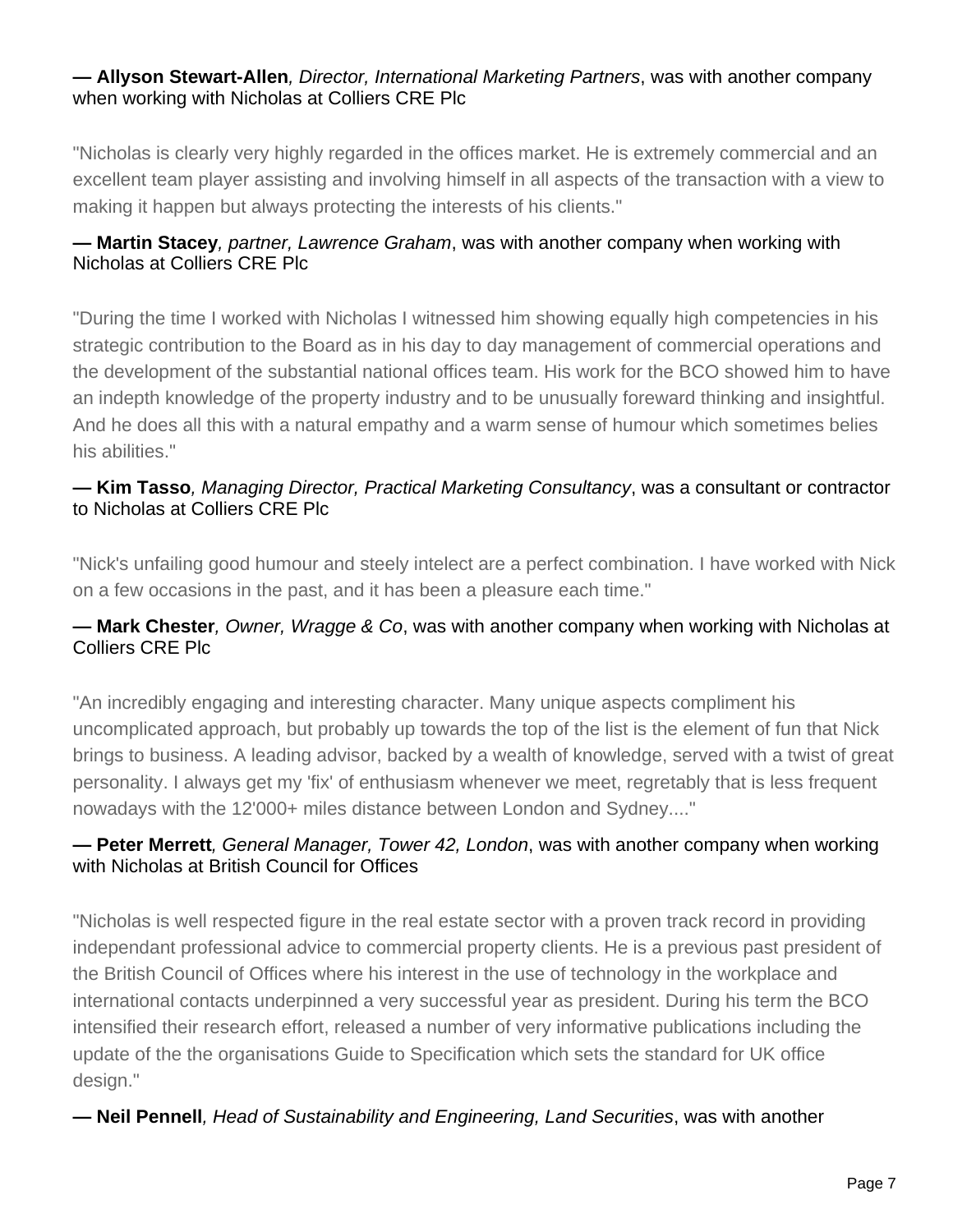**— Allyson Stewart-Allen***, Director, International Marketing Partners*, was with another company when working with Nicholas at Colliers CRE Plc

"Nicholas is clearly very highly regarded in the offices market. He is extremely commercial and an excellent team player assisting and involving himself in all aspects of the transaction with a view to making it happen but always protecting the interests of his clients."

**— Martin Stacey***, partner, Lawrence Graham*, was with another company when working with Nicholas at Colliers CRE Plc

"During the time I worked with Nicholas I witnessed him showing equally high competencies in his strategic contribution to the Board as in his day to day management of commercial operations and the development of the substantial national offices team. His work for the BCO showed him to have an indepth knowledge of the property industry and to be unusually foreward thinking and insightful. And he does all this with a natural empathy and a warm sense of humour which sometimes belies his abilities."

**— Kim Tasso***, Managing Director, Practical Marketing Consultancy*, was a consultant or contractor to Nicholas at Colliers CRE Plc

"Nick's unfailing good humour and steely intelect are a perfect combination. I have worked with Nick on a few occasions in the past, and it has been a pleasure each time."

**— Mark Chester***, Owner, Wragge & Co*, was with another company when working with Nicholas at Colliers CRE Plc

"An incredibly engaging and interesting character. Many unique aspects compliment his uncomplicated approach, but probably up towards the top of the list is the element of fun that Nick brings to business. A leading advisor, backed by a wealth of knowledge, served with a twist of great personality. I always get my 'fix' of enthusiasm whenever we meet, regretably that is less frequent nowadays with the 12'000+ miles distance between London and Sydney...."

**— Peter Merrett***, General Manager, Tower 42, London*, was with another company when working with Nicholas at British Council for Offices

"Nicholas is well respected figure in the real estate sector with a proven track record in providing independant professional advice to commercial property clients. He is a previous past president of the British Council of Offices where his interest in the use of technology in the workplace and international contacts underpinned a very successful year as president. During his term the BCO intensified their research effort, released a number of very informative publications including the update of the the organisations Guide to Specification which sets the standard for UK office design."

**— Neil Pennell***, Head of Sustainability and Engineering, Land Securities*, was with another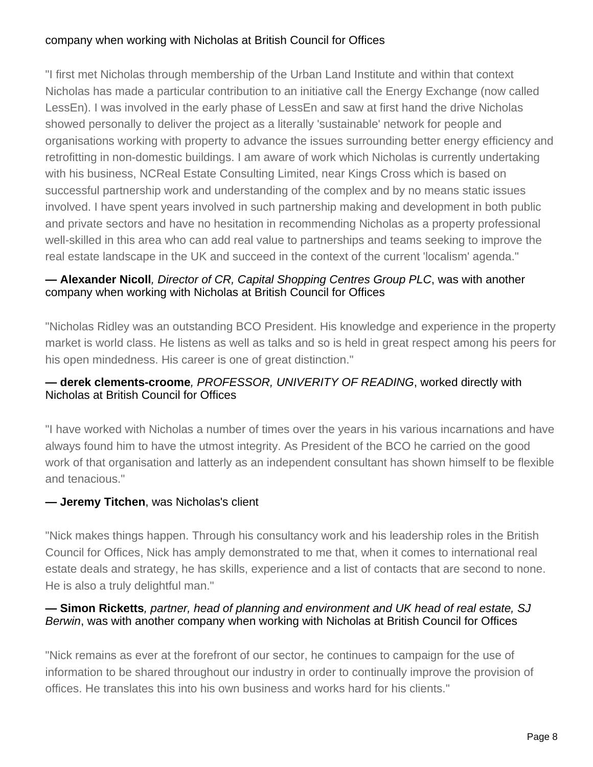company when working with Nicholas at British Council for Offices

"I first met Nicholas through membership of the Urban Land Institute and within that context Nicholas has made a particular contribution to an initiative call the Energy Exchange (now called LessEn). I was involved in the early phase of LessEn and saw at first hand the drive Nicholas showed personally to deliver the project as a literally 'sustainable' network for people and organisations working with property to advance the issues surrounding better energy efficiency and retrofitting in non-domestic buildings. I am aware of work which Nicholas is currently undertaking with his business, NCReal Estate Consulting Limited, near Kings Cross which is based on successful partnership work and understanding of the complex and by no means static issues involved. I have spent years involved in such partnership making and development in both public and private sectors and have no hesitation in recommending Nicholas as a property professional well-skilled in this area who can add real value to partnerships and teams seeking to improve the real estate landscape in the UK and succeed in the context of the current 'localism' agenda."

**— Alexander Nicoll**, *Director of CR, Capital Shopping Centres Group PLC*, was with another company when working with Nicholas at British Council for Offices

"Nicholas Ridley was an outstanding BCO President. His knowledge and experience in the property market is world class. He listens as well as talks and so is held in great respect among his peers for his open mindedness. His career is one of great distinction."

**— derek clements-croome**, *PROFESSOR, UNIVERITY OF READING*, worked directly with Nicholas at British Council for Offices

"I have worked with Nicholas a number of times over the years in his various incarnations and have always found him to have the utmost integrity. As President of the BCO he carried on the good work of that organisation and latterly as an independent consultant has shown himself to be flexible and tenacious."

**— Jeremy Titchen**, was Nicholas's client

"Nick makes things happen. Through his consultancy work and his leadership roles in the British Council for Offices, Nick has amply demonstrated to me that, when it comes to international real estate deals and strategy, he has skills, experience and a list of contacts that are second to none. He is also a truly delightful man."

**— Simon Ricketts**, *partner, head of planning and environment and UK head of real estate, SJ Berwin*, was with another company when working with Nicholas at British Council for Offices

"Nick remains as ever at the forefront of our sector, he continues to campaign for the use of information to be shared throughout our industry in order to continually improve the provision of offices. He translates this into his own business and works hard for his clients."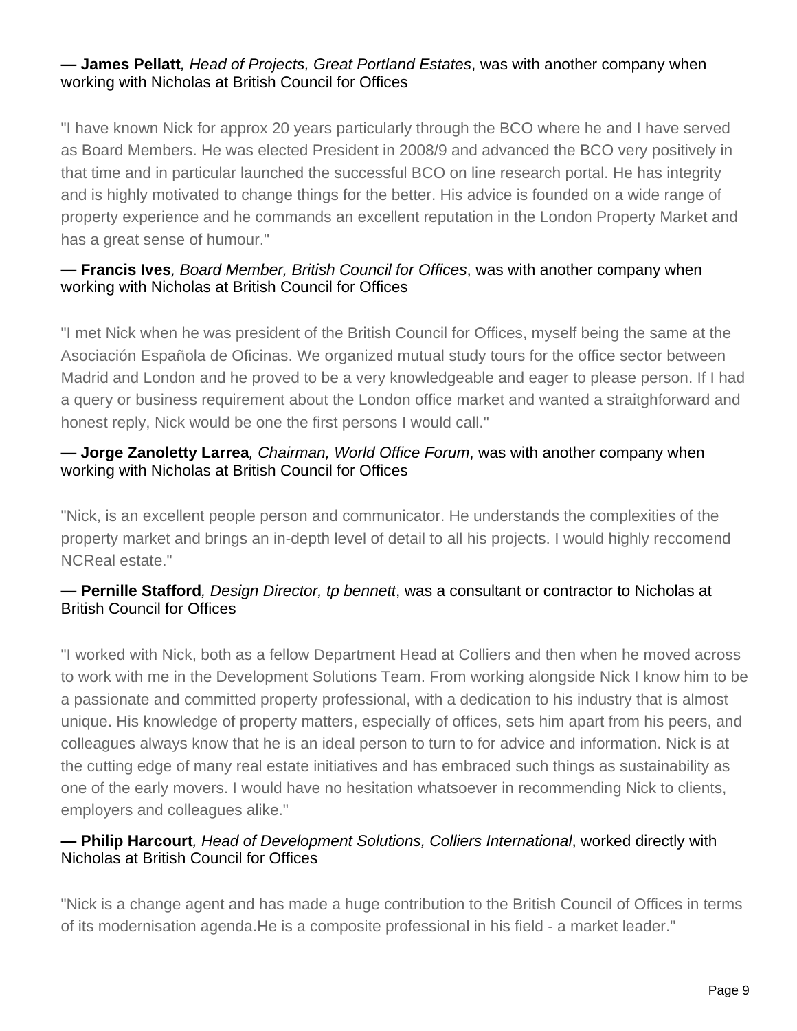**— James Pellatt**, *Head of Projects, Great Portland Estates*, was with another company when working with Nicholas at British Council for Offices

"I have known Nick for approx 20 years particularly through the BCO where he and I have served as Board Members. He was elected President in 2008/9 and advanced the BCO very positively in that time and in particular launched the successful BCO on line research portal. He has integrity and is highly motivated to change things for the better. His advice is founded on a wide range of property experience and he commands an excellent reputation in the London Property Market and has a great sense of humour."

**— Francis Ives**, *Board Member, British Council for Offices*, was with another company when working with Nicholas at British Council for Offices

"I met Nick when he was president of the British Council for Offices, myself being the same at the Asociación Española de Oficinas. We organized mutual study tours for the office sector between Madrid and London and he proved to be a very knowledgeable and eager to please person. If I had a query or business requirement about the London office market and wanted a straitghforward and honest reply, Nick would be one the first persons I would call."

**— Jorge Zanoletty Larrea**, *Chairman, World Office Forum*, was with another company when working with Nicholas at British Council for Offices

"Nick, is an excellent people person and communicator. He understands the complexities of the property market and brings an in-depth level of detail to all his projects. I would highly reccomend NCReal estate."

**— Pernille Stafford**, *Design Director, tp bennett*, was a consultant or contractor to Nicholas at British Council for Offices

"I worked with Nick, both as a fellow Department Head at Colliers and then when he moved across to work with me in the Development Solutions Team. From working alongside Nick I know him to be a passionate and committed property professional, with a dedication to his industry that is almost unique. His knowledge of property matters, especially of offices, sets him apart from his peers, and colleagues always know that he is an ideal person to turn to for advice and information. Nick is at the cutting edge of many real estate initiatives and has embraced such things as sustainability as one of the early movers. I would have no hesitation whatsoever in recommending Nick to clients, employers and colleagues alike."

**— Philip Harcourt**, *Head of Development Solutions, Colliers International*, worked directly with Nicholas at British Council for Offices

"Nick is a change agent and has made a huge contribution to the British Council of Offices in terms of its modernisation agenda.He is a composite professional in his field - a market leader."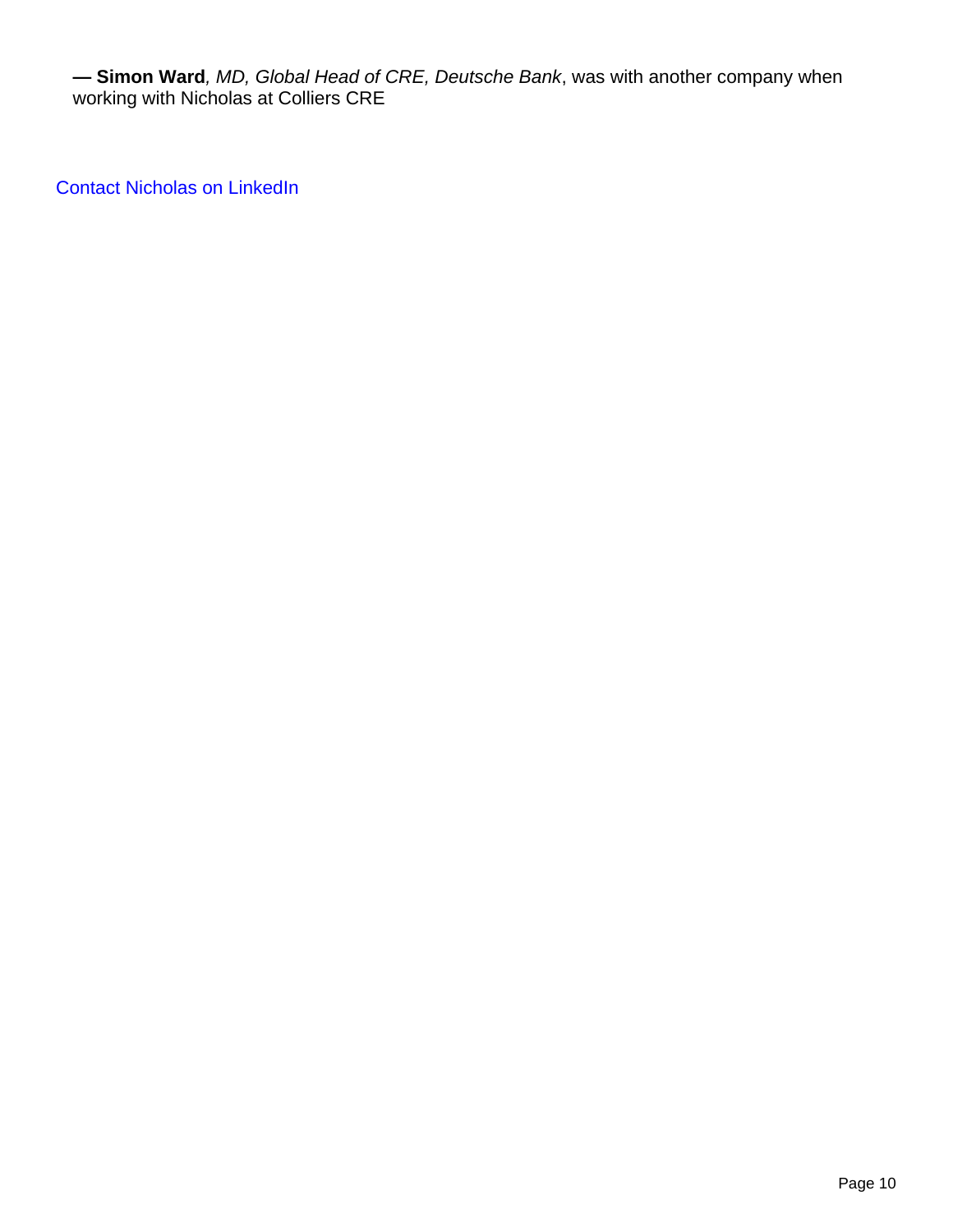— **Simon Ward**, *MD, Global Head of CRE, Deutsche Bank*, was with another company when working with Nicholas at Colliers CRE

Contact Nicholas on LinkedIn